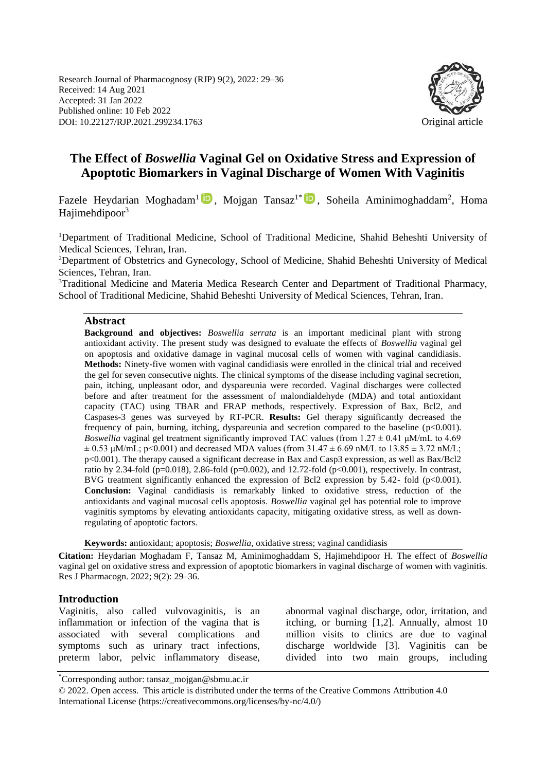Research Journal of Pharmacognosy (RJP) 9(2), 2022: 29–36
Received: 14 Aug 2021
Accepted: 31 Jan 2022
Published online: 10 Feb 2022
DOI: 10.22127/RJP.2021.299234.1763

Original article

# The Effect of *Boswellia* Vaginal Gel on Oxidative Stress and Expression of Apoptotic Biomarkers in Vaginal Discharge of Women With Vaginitis

Fazele Heydarian Moghadam[1], Mojgan Tansaz[1*], Soheila Aminimoghaddam[2], Homa Hajimehdipoor[3]

[1]Department of Traditional Medicine, School of Traditional Medicine, Shahid Beheshti University of Medical Sciences, Tehran, Iran.

[2]Department of Obstetrics and Gynecology, School of Medicine, Shahid Beheshti University of Medical Sciences, Tehran, Iran.

[3]Traditional Medicine and Materia Medica Research Center and Department of Traditional Pharmacy, School of Traditional Medicine, Shahid Beheshti University of Medical Sciences, Tehran, Iran.

## Abstract

**Background and objectives:** *Boswellia serrata* is an important medicinal plant with strong antioxidant activity. The present study was designed to evaluate the effects of *Boswellia* vaginal gel on apoptosis and oxidative damage in vaginal mucosal cells of women with vaginal candidiasis. **Methods:** Ninety-five women with vaginal candidiasis were enrolled in the clinical trial and received the gel for seven consecutive nights. The clinical symptoms of the disease including vaginal secretion, pain, itching, unpleasant odor, and dyspareunia were recorded. Vaginal discharges were collected before and after treatment for the assessment of malondialdehyde (MDA) and total antioxidant capacity (TAC) using TBAR and FRAP methods, respectively. Expression of Bax, Bcl2, and Caspases-3 genes was surveyed by RT-PCR. **Results:** Gel therapy significantly decreased the frequency of pain, burning, itching, dyspareunia and secretion compared to the baseline ($p<0.001$). *Boswellia* vaginal gel treatment significantly improved TAC values (from $1.27 \pm 0.41$ μM/mL to $4.69 \pm 0.53$ μM/mL; $p<0.001$) and decreased MDA values (from $31.47 \pm 6.69$ nM/L to $13.85 \pm 3.72$ nM/L; $p<0.001$). The therapy caused a significant decrease in Bax and Casp3 expression, as well as Bax/Bcl2 ratio by 2.34-fold ($p=0.018$), 2.86-fold ($p=0.002$), and 12.72-fold ($p<0.001$), respectively. In contrast, BVG treatment significantly enhanced the expression of Bcl2 expression by 5.42- fold ($p<0.001$). **Conclusion:** Vaginal candidiasis is remarkably linked to oxidative stress, reduction of the antioxidants and vaginal mucosal cells apoptosis. *Boswellia* vaginal gel has potential role to improve vaginitis symptoms by elevating antioxidants capacity, mitigating oxidative stress, as well as down-regulating of apoptotic factors.

**Keywords:** antioxidant; apoptosis; *Boswellia*, oxidative stress; vaginal candidiasis

**Citation:** Heydarian Moghadam F, Tansaz M, Aminimoghaddam S, Hajimehdipoor H. The effect of *Boswellia* vaginal gel on oxidative stress and expression of apoptotic biomarkers in vaginal discharge of women with vaginitis. Res J Pharmacogn. 2022; 9(2): 29–36.

## Introduction

Vaginitis, also called vulvovaginitis, is an inflammation or infection of the vagina that is associated with several complications and symptoms such as urinary tract infections, preterm labor, pelvic inflammatory disease, abnormal vaginal discharge, odor, irritation, and itching, or burning [1,2]. Annually, almost 10 million visits to clinics are due to vaginal discharge worldwide [3]. Vaginitis can be divided into two main groups, including

*Corresponding author: tansaz_mojgan@sbmu.ac.ir

© 2022. Open access. This article is distributed under the terms of the Creative Commons Attribution 4.0 International License (https://creativecommons.org/licenses/by-nc/4.0/)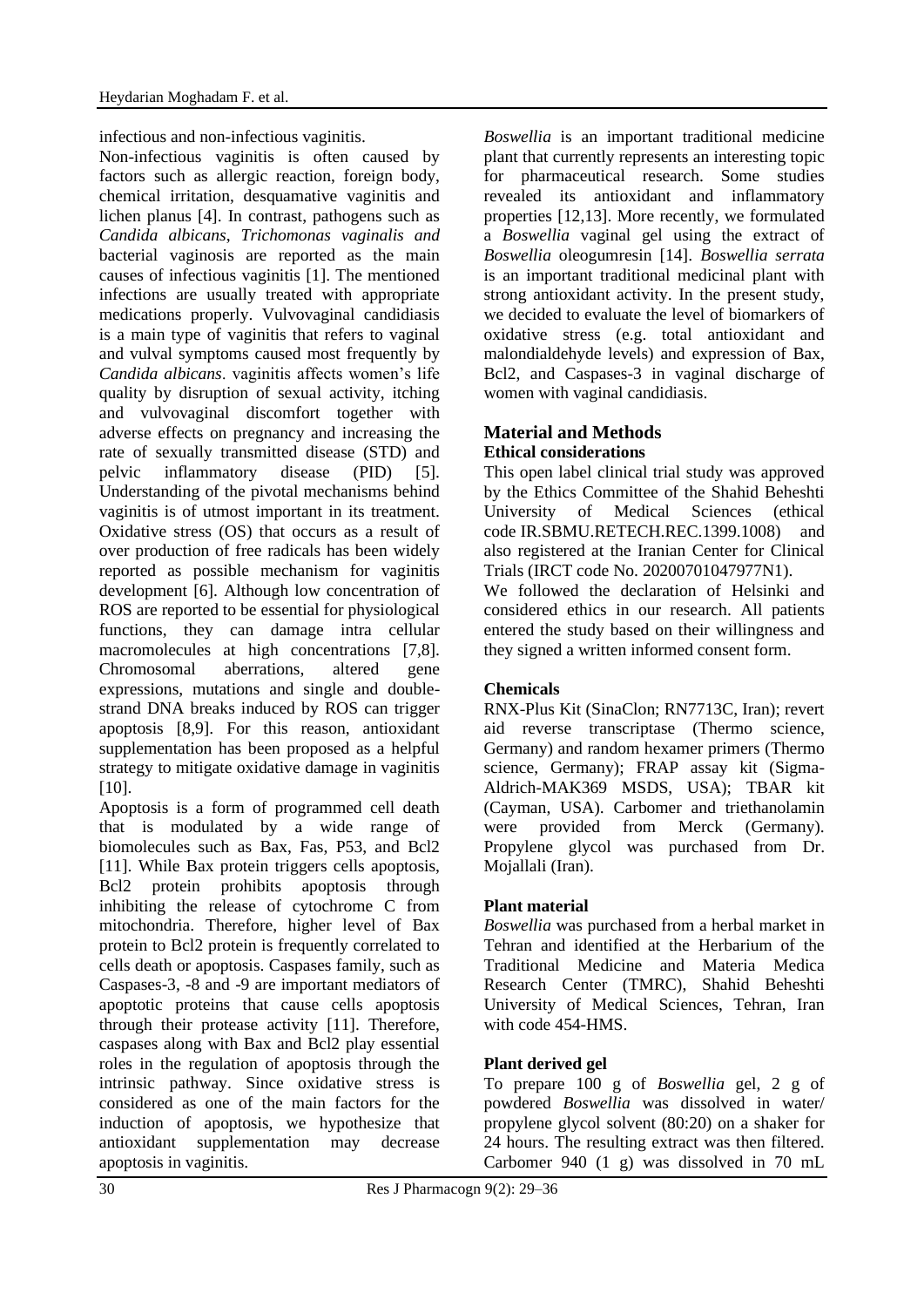infectious and non-infectious vaginitis.

Non-infectious vaginitis is often caused by factors such as allergic reaction, foreign body, chemical irritation, desquamative vaginitis and lichen planus [4]. In contrast, pathogens such as *Candida albicans*, *Trichomonas vaginalis and* bacterial vaginosis are reported as the main causes of infectious vaginitis [1]. The mentioned infections are usually treated with appropriate medications properly. Vulvovaginal candidiasis is a main type of vaginitis that refers to vaginal and vulval symptoms caused most frequently by *Candida albicans*. vaginitis affects women's life quality by disruption of sexual activity, itching and vulvovaginal discomfort together with adverse effects on pregnancy and increasing the rate of sexually transmitted disease (STD) and pelvic inflammatory disease (PID) [5]. Understanding of the pivotal mechanisms behind vaginitis is of utmost important in its treatment. Oxidative stress (OS) that occurs as a result of over production of free radicals has been widely reported as possible mechanism for vaginitis development [6]. Although low concentration of ROS are reported to be essential for physiological functions, they can damage intra cellular macromolecules at high concentrations [7,8]. Chromosomal aberrations, altered gene expressions, mutations and single and double-strand DNA breaks induced by ROS can trigger apoptosis [8,9]. For this reason, antioxidant supplementation has been proposed as a helpful strategy to mitigate oxidative damage in vaginitis [10].

Apoptosis is a form of programmed cell death that is modulated by a wide range of biomolecules such as Bax, Fas, P53, and Bcl2 [11]. While Bax protein triggers cells apoptosis, Bcl2 protein prohibits apoptosis through inhibiting the release of cytochrome C from mitochondria. Therefore, higher level of Bax protein to Bcl2 protein is frequently correlated to cells death or apoptosis. Caspases family, such as Caspases-3, -8 and -9 are important mediators of apoptotic proteins that cause cells apoptosis through their protease activity [11]. Therefore, caspases along with Bax and Bcl2 play essential roles in the regulation of apoptosis through the intrinsic pathway. Since oxidative stress is considered as one of the main factors for the induction of apoptosis, we hypothesize that antioxidant supplementation may decrease apoptosis in vaginitis.

*Boswellia* is an important traditional medicine plant that currently represents an interesting topic for pharmaceutical research. Some studies revealed its antioxidant and inflammatory properties [12,13]. More recently, we formulated a *Boswellia* vaginal gel using the extract of *Boswellia* oleogumresin [14]. *Boswellia serrata* is an important traditional medicinal plant with strong antioxidant activity. In the present study, we decided to evaluate the level of biomarkers of oxidative stress (e.g. total antioxidant and malondialdehyde levels) and expression of Bax, Bcl2, and Caspases-3 in vaginal discharge of women with vaginal candidiasis.

## Material and Methods

### Ethical considerations

This open label clinical trial study was approved by the Ethics Committee of the Shahid Beheshti University of Medical Sciences (ethical code IR.SBMU.RETECH.REC.1399.1008) and also registered at the Iranian Center for Clinical Trials (IRCT code No. 20200701047977N1).

We followed the declaration of Helsinki and considered ethics in our research. All patients entered the study based on their willingness and they signed a written informed consent form.

### Chemicals

RNX-Plus Kit (SinaClon; RN7713C, Iran); revert aid reverse transcriptase (Thermo science, Germany) and random hexamer primers (Thermo science, Germany); FRAP assay kit (Sigma-Aldrich-MAK369 MSDS, USA); TBAR kit (Cayman, USA). Carbomer and triethanolamin were provided from Merck (Germany). Propylene glycol was purchased from Dr. Mojallali (Iran).

### Plant material

*Boswellia* was purchased from a herbal market in Tehran and identified at the Herbarium of the Traditional Medicine and Materia Medica Research Center (TMRC), Shahid Beheshti University of Medical Sciences, Tehran, Iran with code 454-HMS.

### Plant derived gel

To prepare 100 g of *Boswellia* gel, 2 g of powdered *Boswellia* was dissolved in water/ propylene glycol solvent (80:20) on a shaker for 24 hours. The resulting extract was then filtered. Carbomer 940 (1 g) was dissolved in 70 mL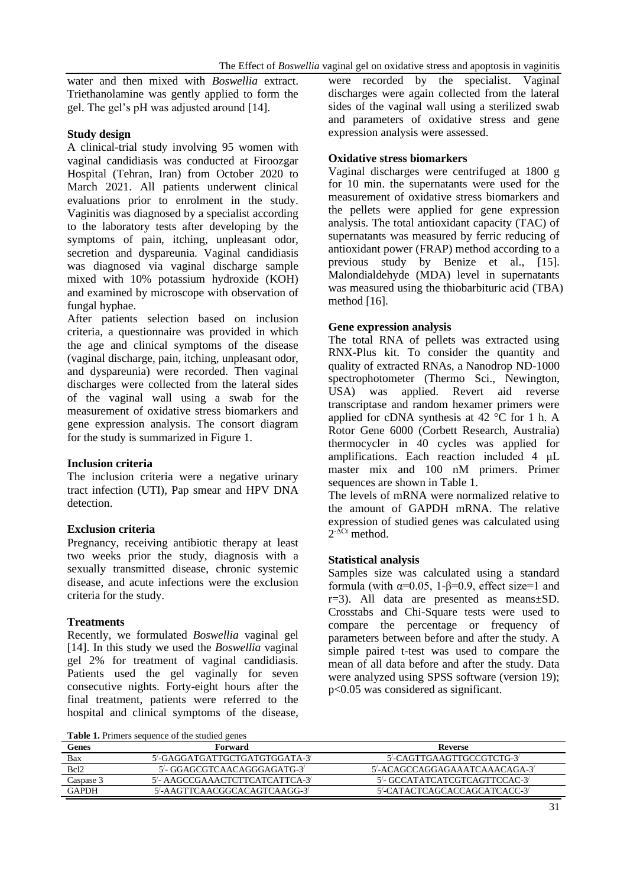water and then mixed with *Boswellia* extract. Triethanolamine was gently applied to form the gel. The gel's pH was adjusted around [14].

**Study design**

A clinical-trial study involving 95 women with vaginal candidiasis was conducted at Firoozgar Hospital (Tehran, Iran) from October 2020 to March 2021. All patients underwent clinical evaluations prior to enrolment in the study. Vaginitis was diagnosed by a specialist according to the laboratory tests after developing by the symptoms of pain, itching, unpleasant odor, secretion and dyspareunia. Vaginal candidiasis was diagnosed via vaginal discharge sample mixed with 10% potassium hydroxide (KOH) and examined by microscope with observation of fungal hyphae.

After patients selection based on inclusion criteria, a questionnaire was provided in which the age and clinical symptoms of the disease (vaginal discharge, pain, itching, unpleasant odor, and dyspareunia) were recorded. Then vaginal discharges were collected from the lateral sides of the vaginal wall using a swab for the measurement of oxidative stress biomarkers and gene expression analysis. The consort diagram for the study is summarized in Figure 1.

**Inclusion criteria**

The inclusion criteria were a negative urinary tract infection (UTI), Pap smear and HPV DNA detection.

**Exclusion criteria**

Pregnancy, receiving antibiotic therapy at least two weeks prior the study, diagnosis with a sexually transmitted disease, chronic systemic disease, and acute infections were the exclusion criteria for the study.

**Treatments**

Recently, we formulated *Boswellia* vaginal gel [14]. In this study we used the *Boswellia* vaginal gel 2% for treatment of vaginal candidiasis. Patients used the gel vaginally for seven consecutive nights. Forty-eight hours after the final treatment, patients were referred to the hospital and clinical symptoms of the disease, were recorded by the specialist. Vaginal discharges were again collected from the lateral sides of the vaginal wall using a sterilized swab and parameters of oxidative stress and gene expression analysis were assessed.

**Oxidative stress biomarkers**

Vaginal discharges were centrifuged at 1800 g for 10 min. the supernatants were used for the measurement of oxidative stress biomarkers and the pellets were applied for gene expression analysis. The total antioxidant capacity (TAC) of supernatants was measured by ferric reducing of antioxidant power (FRAP) method according to a previous study by Benize et al., [15]. Malondialdehyde (MDA) level in supernatants was measured using the thiobarbituric acid (TBA) method [16].

**Gene expression analysis**

The total RNA of pellets was extracted using RNX-Plus kit. To consider the quantity and quality of extracted RNAs, a Nanodrop ND-1000 spectrophotometer (Thermo Sci., Newington, USA) was applied. Revert aid reverse transcriptase and random hexamer primers were applied for cDNA synthesis at 42 °C for 1 h. A Rotor Gene 6000 (Corbett Research, Australia) thermocycler in 40 cycles was applied for amplifications. Each reaction included 4 μL master mix and 100 nM primers. Primer sequences are shown in Table 1.

The levels of mRNA were normalized relative to the amount of GAPDH mRNA. The relative expression of studied genes was calculated using $2^{-\Delta Ct}$ method.

**Statistical analysis**

Samples size was calculated using a standard formula (with $\alpha=0.05$, $1-\beta=0.9$, effect size=1 and r=3). All data are presented as means±SD. Crosstabs and Chi-Square tests were used to compare the percentage or frequency of parameters between before and after the study. A simple paired t-test was used to compare the mean of all data before and after the study. Data were analyzed using SPSS software (version 19); $p<0.05$ was considered as significant.

**Table 1.** Primers sequence of the studied genes

| Genes | Forward | Reverse |
|---|---|---|
| Bax | 5′-GAGGATGATTGCTGATGTGGATA-3′ | 5′-CAGTTGAAGTTGCCGTCTG-3′ |
| Bcl2 | 5′- GGAGCGTCAACAGGGAGATG-3′ | 5′-ACAGCCAGGAGAAATCAAACAGA-3′ |
| Caspase 3 | 5′- AAGCCGAAACTCTTCATCATTCA-3′ | 5′- GCCATATCATCGTCAGTTCCAC-3′ |
| GAPDH | 5′-AAGTTCAACGGCACAGTCAAGG-3′ | 5′-CATACTCAGCACCAGCATCACC-3′ |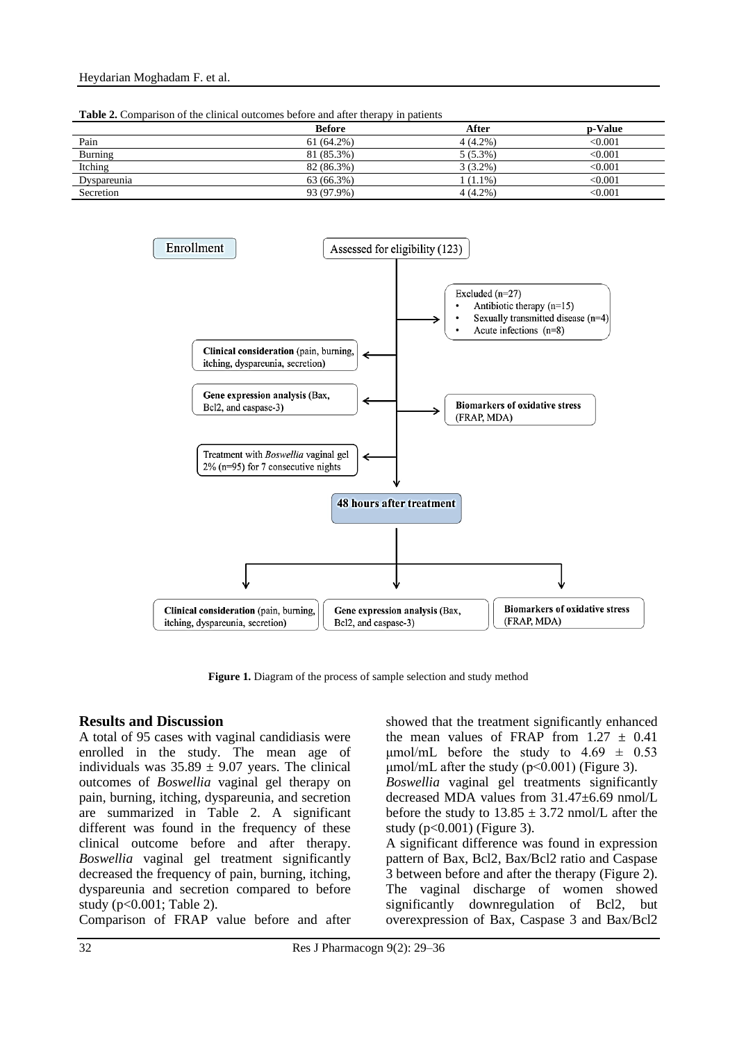**Table 2.** Comparison of the clinical outcomes before and after therapy in patients

| | Before | After | p-Value |
|---|---|---|---|
| Pain | 61 (64.2%) | 4 (4.2%) | <0.001 |
| Burning | 81 (85.3%) | 5 (5.3%) | <0.001 |
| Itching | 82 (86.3%) | 3 (3.2%) | <0.001 |
| Dyspareunia | 63 (66.3%) | 1 (1.1%) | <0.001 |
| Secretion | 93 (97.9%) | 4 (4.2%) | <0.001 |

Enrollment

Assessed for eligibility (123)

Excluded (n=27)
- Antibiotic therapy (n=15)
- Sexually transmitted disease (n=4)
- Acute infections (n=8)

**Clinical consideration** (pain, burning, itching, dyspareunia, secretion)

**Gene expression analysis** (Bax, Bcl2, and caspase-3)

**Biomarkers of oxidative stress** (FRAP, MDA)

Treatment with *Boswellia* vaginal gel 2% (n=95) for 7 consecutive nights

**48 hours after treatment**

**Clinical consideration** (pain, burning, itching, dyspareunia, secretion)

**Gene expression analysis** (Bax, Bcl2, and caspase-3)

**Biomarkers of oxidative stress** (FRAP, MDA)

**Figure 1.** Diagram of the process of sample selection and study method

## Results and Discussion

A total of 95 cases with vaginal candidiasis were enrolled in the study. The mean age of individuals was 35.89 ± 9.07 years. The clinical outcomes of *Boswellia* vaginal gel therapy on pain, burning, itching, dyspareunia, and secretion are summarized in Table 2. A significant different was found in the frequency of these clinical outcome before and after therapy. *Boswellia* vaginal gel treatment significantly decreased the frequency of pain, burning, itching, dyspareunia and secretion compared to before study ($p<0.001$; Table 2).

Comparison of FRAP value before and after showed that the treatment significantly enhanced the mean values of FRAP from 1.27 ± 0.41 µmol/mL before the study to 4.69 ± 0.53 µmol/mL after the study ($p<0.001$) (Figure 3).

*Boswellia* vaginal gel treatments significantly decreased MDA values from 31.47±6.69 nmol/L before the study to 13.85 ± 3.72 nmol/L after the study ($p<0.001$) (Figure 3).

A significant difference was found in expression pattern of Bax, Bcl2, Bax/Bcl2 ratio and Caspase 3 between before and after the therapy (Figure 2). The vaginal discharge of women showed significantly downregulation of Bcl2, but overexpression of Bax, Caspase 3 and Bax/Bcl2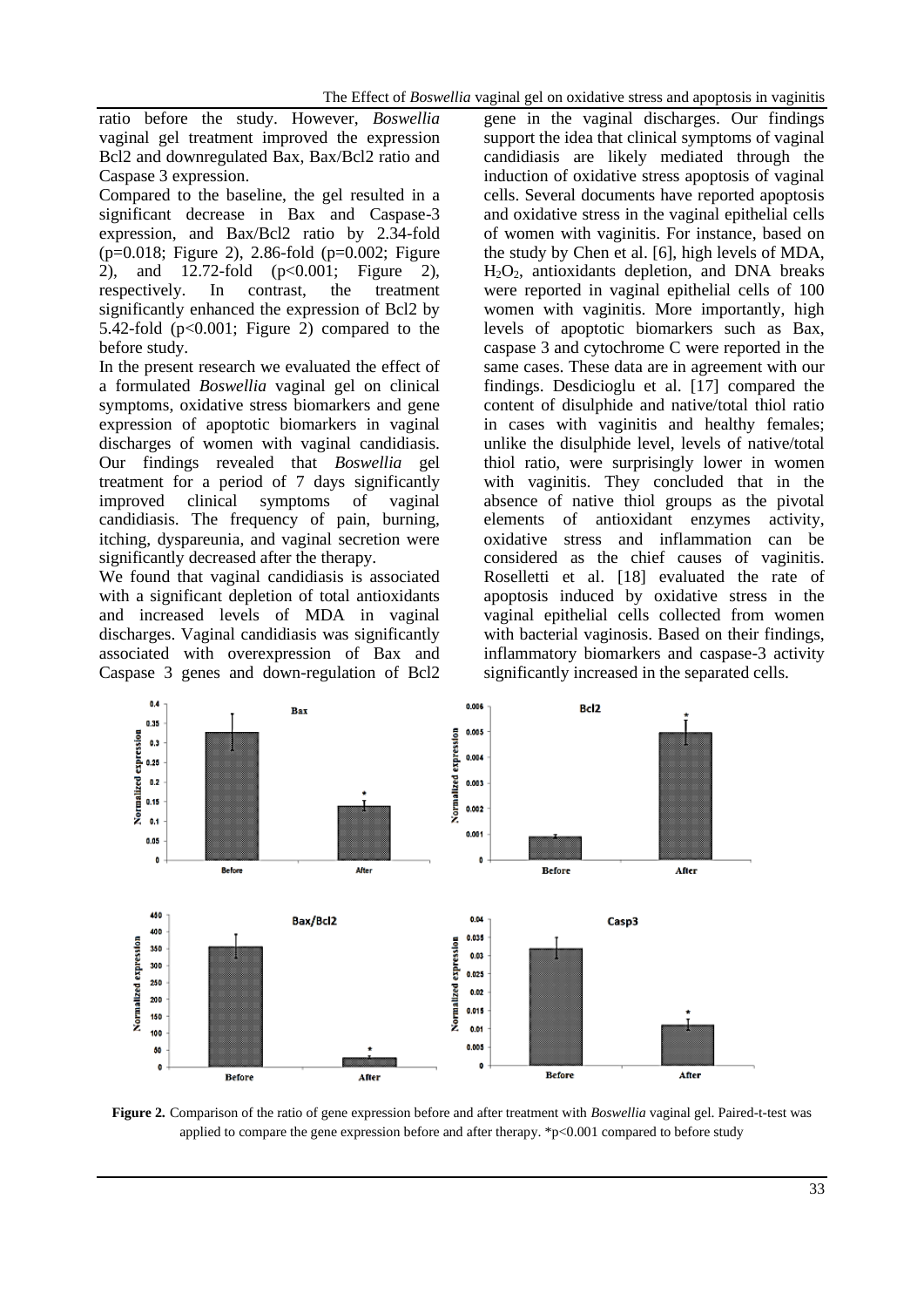ratio before the study. However, *Boswellia* vaginal gel treatment improved the expression Bcl2 and downregulated Bax, Bax/Bcl2 ratio and Caspase 3 expression.

Compared to the baseline, the gel resulted in a significant decrease in Bax and Caspase-3 expression, and Bax/Bcl2 ratio by 2.34-fold ($p=0.018$; Figure 2), 2.86-fold ($p=0.002$; Figure 2), and 12.72-fold ($p<0.001$; Figure 2), respectively. In contrast, the treatment significantly enhanced the expression of Bcl2 by 5.42-fold ($p<0.001$; Figure 2) compared to the before study.

In the present research we evaluated the effect of a formulated *Boswellia* vaginal gel on clinical symptoms, oxidative stress biomarkers and gene expression of apoptotic biomarkers in vaginal discharges of women with vaginal candidiasis. Our findings revealed that *Boswellia* gel treatment for a period of 7 days significantly improved clinical symptoms of vaginal candidiasis. The frequency of pain, burning, itching, dyspareunia, and vaginal secretion were significantly decreased after the therapy.

We found that vaginal candidiasis is associated with a significant depletion of total antioxidants and increased levels of MDA in vaginal discharges. Vaginal candidiasis was significantly associated with overexpression of Bax and Caspase 3 genes and down-regulation of Bcl2 gene in the vaginal discharges. Our findings support the idea that clinical symptoms of vaginal candidiasis are likely mediated through the induction of oxidative stress apoptosis of vaginal cells. Several documents have reported apoptosis and oxidative stress in the vaginal epithelial cells of women with vaginitis. For instance, based on the study by Chen et al. [6], high levels of MDA, $H_2O_2$, antioxidants depletion, and DNA breaks were reported in vaginal epithelial cells of 100 women with vaginitis. More importantly, high levels of apoptotic biomarkers such as Bax, caspase 3 and cytochrome C were reported in the same cases. These data are in agreement with our findings. Desdicioglu et al. [17] compared the content of disulphide and native/total thiol ratio in cases with vaginitis and healthy females; unlike the disulphide level, levels of native/total thiol ratio, were surprisingly lower in women with vaginitis. They concluded that in the absence of native thiol groups as the pivotal elements of antioxidant enzymes activity, oxidative stress and inflammation can be considered as the chief causes of vaginitis. Roselletti et al. [18] evaluated the rate of apoptosis induced by oxidative stress in the vaginal epithelial cells collected from women with bacterial vaginosis. Based on their findings, inflammatory biomarkers and caspase-3 activity significantly increased in the separated cells.

**Figure 2.** Comparison of the ratio of gene expression before and after treatment with *Boswellia* vaginal gel. Paired-t-test was applied to compare the gene expression before and after therapy. *$p<0.001$ compared to before study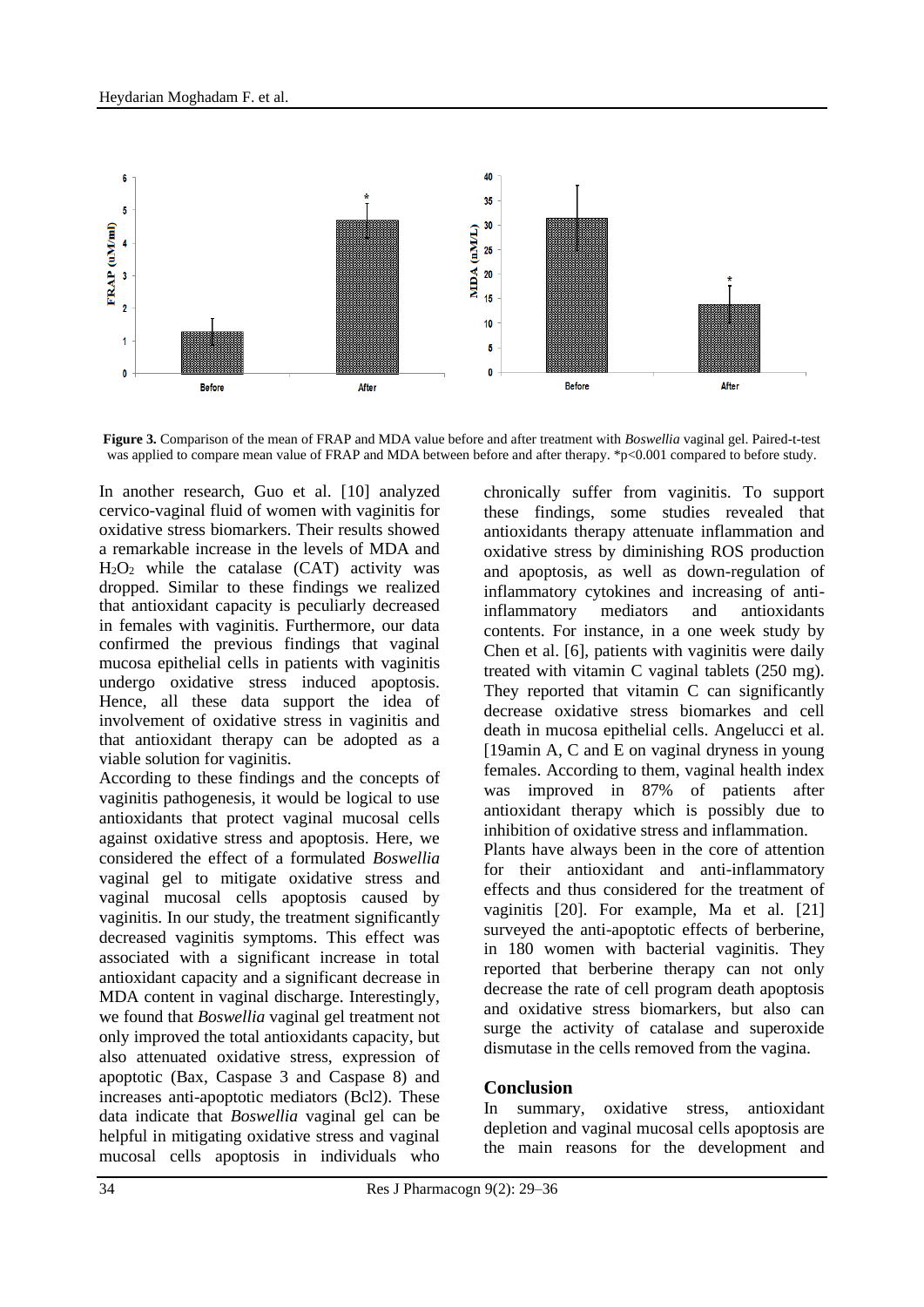**Figure 3.** Comparison of the mean of FRAP and MDA value before and after treatment with *Boswellia* vaginal gel. Paired-t-test was applied to compare mean value of FRAP and MDA between before and after therapy. *p<0.001 compared to before study.

In another research, Guo et al. [10] analyzed cervico-vaginal fluid of women with vaginitis for oxidative stress biomarkers. Their results showed a remarkable increase in the levels of MDA and $H_2O_2$ while the catalase (CAT) activity was dropped. Similar to these findings we realized that antioxidant capacity is peculiarly decreased in females with vaginitis. Furthermore, our data confirmed the previous findings that vaginal mucosa epithelial cells in patients with vaginitis undergo oxidative stress induced apoptosis. Hence, all these data support the idea of involvement of oxidative stress in vaginitis and that antioxidant therapy can be adopted as a viable solution for vaginitis.

According to these findings and the concepts of vaginitis pathogenesis, it would be logical to use antioxidants that protect vaginal mucosal cells against oxidative stress and apoptosis. Here, we considered the effect of a formulated *Boswellia* vaginal gel to mitigate oxidative stress and vaginal mucosal cells apoptosis caused by vaginitis. In our study, the treatment significantly decreased vaginitis symptoms. This effect was associated with a significant increase in total antioxidant capacity and a significant decrease in MDA content in vaginal discharge. Interestingly, we found that *Boswellia* vaginal gel treatment not only improved the total antioxidants capacity, but also attenuated oxidative stress, expression of apoptotic (Bax, Caspase 3 and Caspase 8) and increases anti-apoptotic mediators (Bcl2). These data indicate that *Boswellia* vaginal gel can be helpful in mitigating oxidative stress and vaginal mucosal cells apoptosis in individuals who chronically suffer from vaginitis. To support these findings, some studies revealed that antioxidants therapy attenuate inflammation and oxidative stress by diminishing ROS production and apoptosis, as well as down-regulation of inflammatory cytokines and increasing of anti-inflammatory mediators and antioxidants contents. For instance, in a one week study by Chen et al. [6], patients with vaginitis were daily treated with vitamin C vaginal tablets (250 mg). They reported that vitamin C can significantly decrease oxidative stress biomarkes and cell death in mucosa epithelial cells. Angelucci et al. [19amin A, C and E on vaginal dryness in young females. According to them, vaginal health index was improved in 87% of patients after antioxidant therapy which is possibly due to inhibition of oxidative stress and inflammation.

Plants have always been in the core of attention for their antioxidant and anti-inflammatory effects and thus considered for the treatment of vaginitis [20]. For example, Ma et al. [21] surveyed the anti-apoptotic effects of berberine, in 180 women with bacterial vaginitis. They reported that berberine therapy can not only decrease the rate of cell program death apoptosis and oxidative stress biomarkers, but also can surge the activity of catalase and superoxide dismutase in the cells removed from the vagina.

## Conclusion

In summary, oxidative stress, antioxidant depletion and vaginal mucosal cells apoptosis are the main reasons for the development and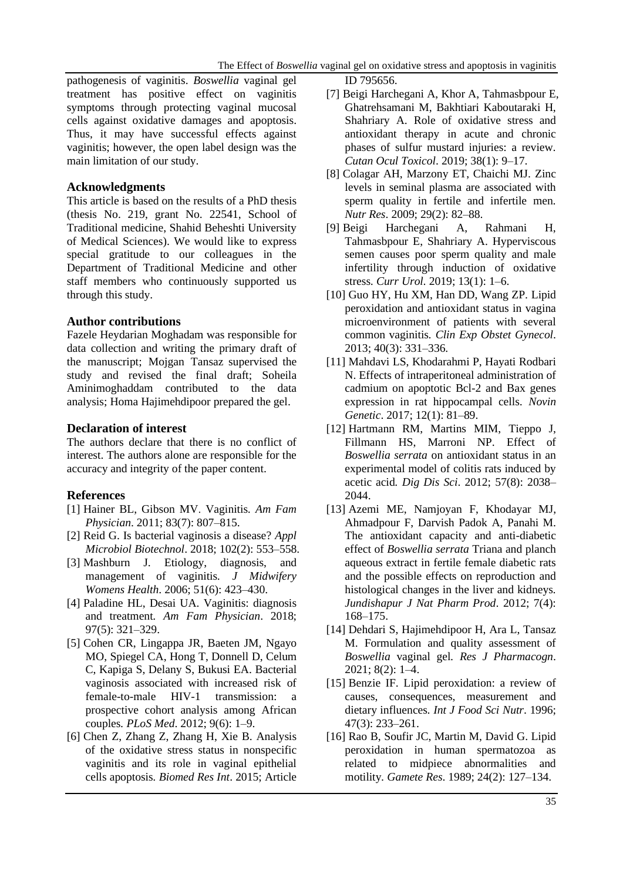pathogenesis of vaginitis. *Boswellia* vaginal gel treatment has positive effect on vaginitis symptoms through protecting vaginal mucosal cells against oxidative damages and apoptosis. Thus, it may have successful effects against vaginitis; however, the open label design was the main limitation of our study.

## Acknowledgments

This article is based on the results of a PhD thesis (thesis No. 219, grant No. 22541, School of Traditional medicine, Shahid Beheshti University of Medical Sciences). We would like to express special gratitude to our colleagues in the Department of Traditional Medicine and other staff members who continuously supported us through this study.

## Author contributions

Fazele Heydarian Moghadam was responsible for data collection and writing the primary draft of the manuscript; Mojgan Tansaz supervised the study and revised the final draft; Soheila Aminimoghaddam contributed to the data analysis; Homa Hajimehdipoor prepared the gel.

## Declaration of interest

The authors declare that there is no conflict of interest. The authors alone are responsible for the accuracy and integrity of the paper content.

## References

[1] Hainer BL, Gibson MV. Vaginitis. *Am Fam Physician*. 2011; 83(7): 807–815.

[2] Reid G. Is bacterial vaginosis a disease? *Appl Microbiol Biotechnol*. 2018; 102(2): 553–558.

[3] Mashburn J. Etiology, diagnosis, and management of vaginitis. *J Midwifery Womens Health*. 2006; 51(6): 423–430.

[4] Paladine HL, Desai UA. Vaginitis: diagnosis and treatment. *Am Fam Physician*. 2018; 97(5): 321–329.

[5] Cohen CR, Lingappa JR, Baeten JM, Ngayo MO, Spiegel CA, Hong T, Donnell D, Celum C, Kapiga S, Delany S, Bukusi EA. Bacterial vaginosis associated with increased risk of female-to-male HIV-1 transmission: a prospective cohort analysis among African couples. *PLoS Med*. 2012; 9(6): 1–9.

[6] Chen Z, Zhang Z, Zhang H, Xie B. Analysis of the oxidative stress status in nonspecific vaginitis and its role in vaginal epithelial cells apoptosis. *Biomed Res Int*. 2015; Article ID 795656.

[7] Beigi Harchegani A, Khor A, Tahmasbpour E, Ghatrehsamani M, Bakhtiari Kaboutaraki H, Shahriary A. Role of oxidative stress and antioxidant therapy in acute and chronic phases of sulfur mustard injuries: a review. *Cutan Ocul Toxicol*. 2019; 38(1): 9–17.

[8] Colagar AH, Marzony ET, Chaichi MJ. Zinc levels in seminal plasma are associated with sperm quality in fertile and infertile men. *Nutr Res*. 2009; 29(2): 82–88.

[9] Beigi Harchegani A, Rahmani H, Tahmasbpour E, Shahriary A. Hyperviscous semen causes poor sperm quality and male infertility through induction of oxidative stress. *Curr Urol*. 2019; 13(1): 1–6.

[10] Guo HY, Hu XM, Han DD, Wang ZP. Lipid peroxidation and antioxidant status in vagina microenvironment of patients with several common vaginitis. *Clin Exp Obstet Gynecol*. 2013; 40(3): 331–336.

[11] Mahdavi LS, Khodarahmi P, Hayati Rodbari N. Effects of intraperitoneal administration of cadmium on apoptotic Bcl-2 and Bax genes expression in rat hippocampal cells. *Novin Genetic*. 2017; 12(1): 81–89.

[12] Hartmann RM, Martins MIM, Tieppo J, Fillmann HS, Marroni NP. Effect of *Boswellia serrata* on antioxidant status in an experimental model of colitis rats induced by acetic acid. *Dig Dis Sci*. 2012; 57(8): 2038–2044.

[13] Azemi ME, Namjoyan F, Khodayar MJ, Ahmadpour F, Darvish Padok A, Panahi M. The antioxidant capacity and anti-diabetic effect of *Boswellia serrata* Triana and planch aqueous extract in fertile female diabetic rats and the possible effects on reproduction and histological changes in the liver and kidneys. *Jundishapur J Nat Pharm Prod*. 2012; 7(4): 168–175.

[14] Dehdari S, Hajimehdipoor H, Ara L, Tansaz M. Formulation and quality assessment of *Boswellia* vaginal gel. *Res J Pharmacogn*. 2021; 8(2): 1–4.

[15] Benzie IF. Lipid peroxidation: a review of causes, consequences, measurement and dietary influences. *Int J Food Sci Nutr*. 1996; 47(3): 233–261.

[16] Rao B, Soufir JC, Martin M, David G. Lipid peroxidation in human spermatozoa as related to midpiece abnormalities and motility. *Gamete Res*. 1989; 24(2): 127–134.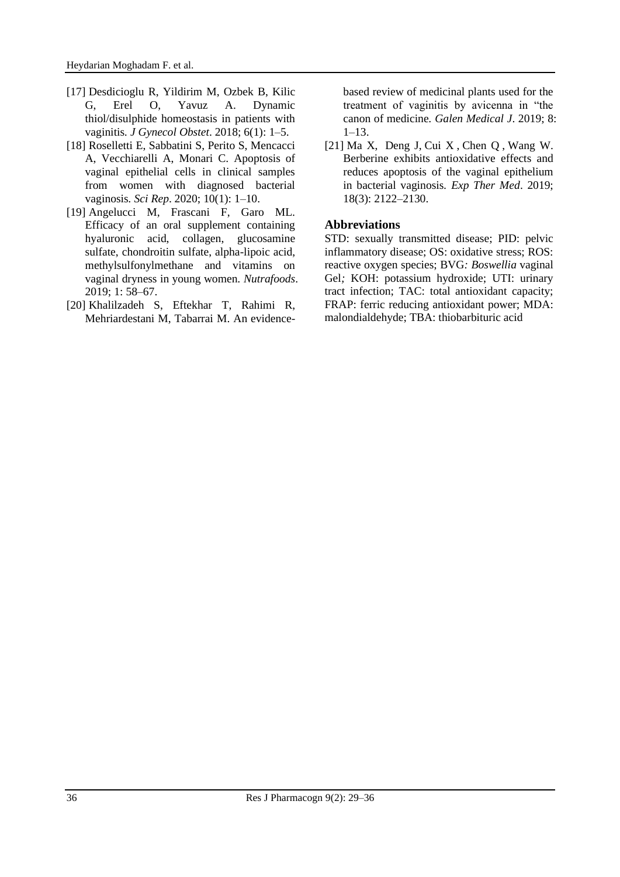[17] Desdicioglu R, Yildirim M, Ozbek B, Kilic G, Erel O, Yavuz A. Dynamic thiol/disulphide homeostasis in patients with vaginitis. *J Gynecol Obstet*. 2018; 6(1): 1–5.

[18] Roselletti E, Sabbatini S, Perito S, Mencacci A, Vecchiarelli A, Monari C. Apoptosis of vaginal epithelial cells in clinical samples from women with diagnosed bacterial vaginosis. *Sci Rep*. 2020; 10(1): 1–10.

[19] Angelucci M, Frascani F, Garo ML. Efficacy of an oral supplement containing hyaluronic acid, collagen, glucosamine sulfate, chondroitin sulfate, alpha-lipoic acid, methylsulfonylmethane and vitamins on vaginal dryness in young women. *Nutrafoods*. 2019; 1: 58–67.

[20] Khalilzadeh S, Eftekhar T, Rahimi R, Mehriardestani M, Tabarrai M. An evidence-based review of medicinal plants used for the treatment of vaginitis by avicenna in "the canon of medicine. *Galen Medical J*. 2019; 8: 1–13.

[21] Ma X, Deng J, Cui X, Chen Q, Wang W. Berberine exhibits antioxidative effects and reduces apoptosis of the vaginal epithelium in bacterial vaginosis. *Exp Ther Med*. 2019; 18(3): 2122–2130.

## Abbreviations

STD: sexually transmitted disease; PID: pelvic inflammatory disease; OS: oxidative stress; ROS: reactive oxygen species; BVG: *Boswellia* vaginal Gel; KOH: potassium hydroxide; UTI: urinary tract infection; TAC: total antioxidant capacity; FRAP: ferric reducing antioxidant power; MDA: malondialdehyde; TBA: thiobarbituric acid